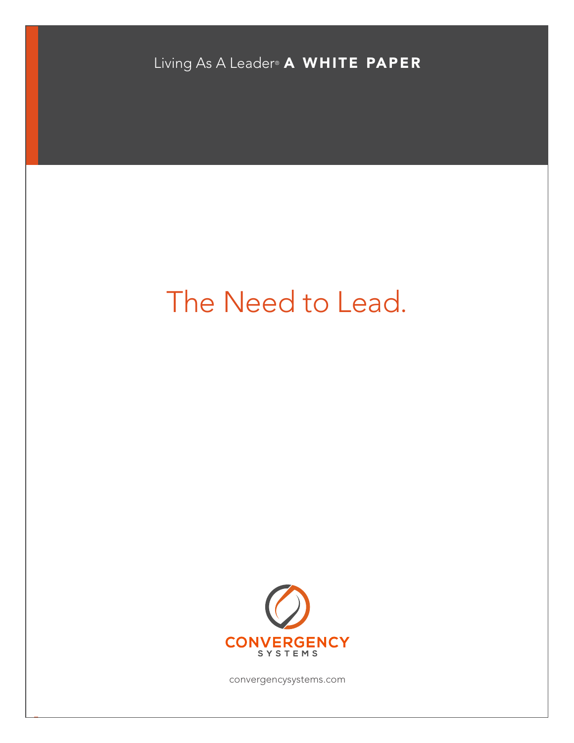Living As A Leader® **A WHITE PAPER**

# The Need to Lead.

CONVERGENCY
SYSTEMS

convergencysystems.com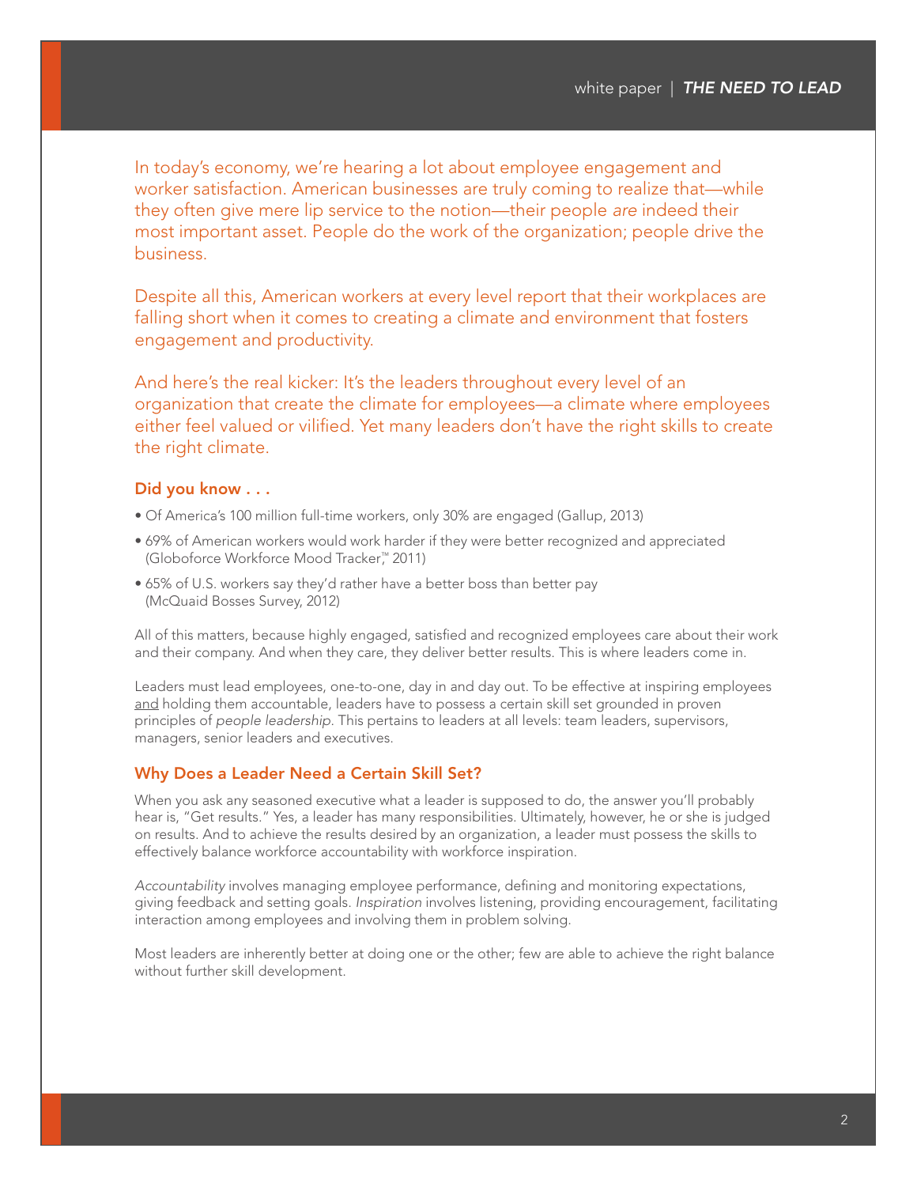In today's economy, we're hearing a lot about employee engagement and worker satisfaction. American businesses are truly coming to realize that—while they often give mere lip service to the notion—their people *are* indeed their most important asset. People do the work of the organization; people drive the business.

Despite all this, American workers at every level report that their workplaces are falling short when it comes to creating a climate and environment that fosters engagement and productivity.

And here's the real kicker: It's the leaders throughout every level of an organization that create the climate for employees—a climate where employees either feel valued or vilified. Yet many leaders don't have the right skills to create the right climate.

### Did you know . . .

- Of America's 100 million full-time workers, only 30% are engaged (Gallup, 2013)
- 69% of American workers would work harder if they were better recognized and appreciated (Globoforce Workforce Mood Tracker™ 2011)
- 65% of U.S. workers say they'd rather have a better boss than better pay (McQuaid Bosses Survey, 2012)

All of this matters, because highly engaged, satisfied and recognized employees care about their work and their company. And when they care, they deliver better results. This is where leaders come in.

Leaders must lead employees, one-to-one, day in and day out. To be effective at inspiring employees and holding them accountable, leaders have to possess a certain skill set grounded in proven principles of *people leadership*. This pertains to leaders at all levels: team leaders, supervisors, managers, senior leaders and executives.

### Why Does a Leader Need a Certain Skill Set?

When you ask any seasoned executive what a leader is supposed to do, the answer you'll probably hear is, "Get results." Yes, a leader has many responsibilities. Ultimately, however, he or she is judged on results. And to achieve the results desired by an organization, a leader must possess the skills to effectively balance workforce accountability with workforce inspiration.

*Accountability* involves managing employee performance, defining and monitoring expectations, giving feedback and setting goals. *Inspiration* involves listening, providing encouragement, facilitating interaction among employees and involving them in problem solving.

Most leaders are inherently better at doing one or the other; few are able to achieve the right balance without further skill development.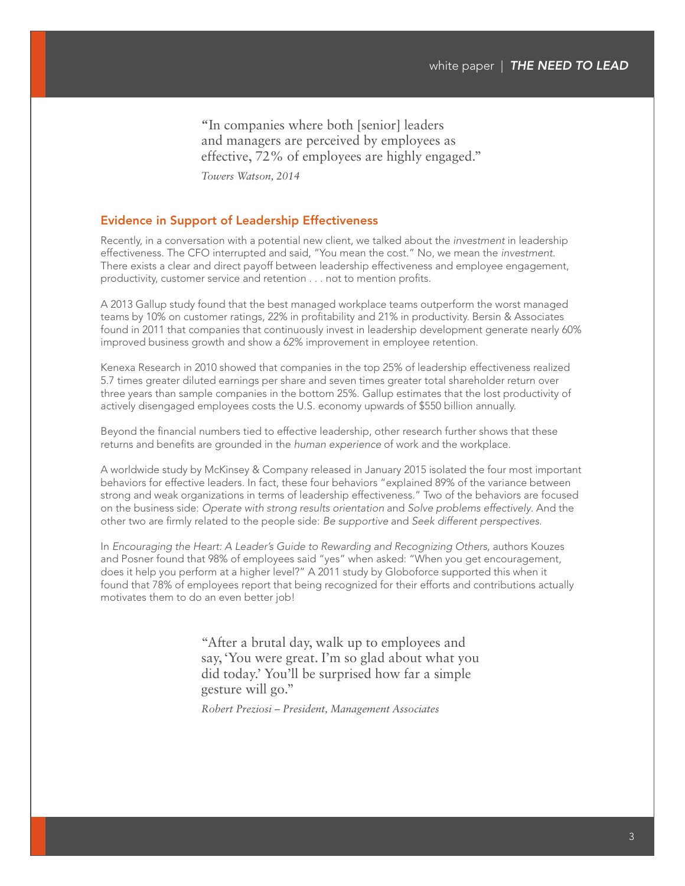> "In companies where both [senior] leaders and managers are perceived by employees as effective, 72% of employees are highly engaged."
>
> *Towers Watson, 2014*

## Evidence in Support of Leadership Effectiveness

Recently, in a conversation with a potential new client, we talked about the *investment* in leadership effectiveness. The CFO interrupted and said, "You mean the cost." No, we mean the *investment*. There exists a clear and direct payoff between leadership effectiveness and employee engagement, productivity, customer service and retention . . . not to mention profits.

A 2013 Gallup study found that the best managed workplace teams outperform the worst managed teams by 10% on customer ratings, 22% in profitability and 21% in productivity. Bersin & Associates found in 2011 that companies that continuously invest in leadership development generate nearly 60% improved business growth and show a 62% improvement in employee retention.

Kenexa Research in 2010 showed that companies in the top 25% of leadership effectiveness realized 5.7 times greater diluted earnings per share and seven times greater total shareholder return over three years than sample companies in the bottom 25%. Gallup estimates that the lost productivity of actively disengaged employees costs the U.S. economy upwards of $550 billion annually.

Beyond the financial numbers tied to effective leadership, other research further shows that these returns and benefits are grounded in the *human experience* of work and the workplace.

A worldwide study by McKinsey & Company released in January 2015 isolated the four most important behaviors for effective leaders. In fact, these four behaviors "explained 89% of the variance between strong and weak organizations in terms of leadership effectiveness." Two of the behaviors are focused on the business side: *Operate with strong results orientation* and *Solve problems effectively*. And the other two are firmly related to the people side: *Be supportive* and *Seek different perspectives*.

In *Encouraging the Heart: A Leader's Guide to Rewarding and Recognizing Others,* authors Kouzes and Posner found that 98% of employees said "yes" when asked: "When you get encouragement, does it help you perform at a higher level?" A 2011 study by Globoforce supported this when it found that 78% of employees report that being recognized for their efforts and contributions actually motivates them to do an even better job!

> "After a brutal day, walk up to employees and say, 'You were great. I'm so glad about what you did today.' You'll be surprised how far a simple gesture will go."
>
> *Robert Preziosi – President, Management Associates*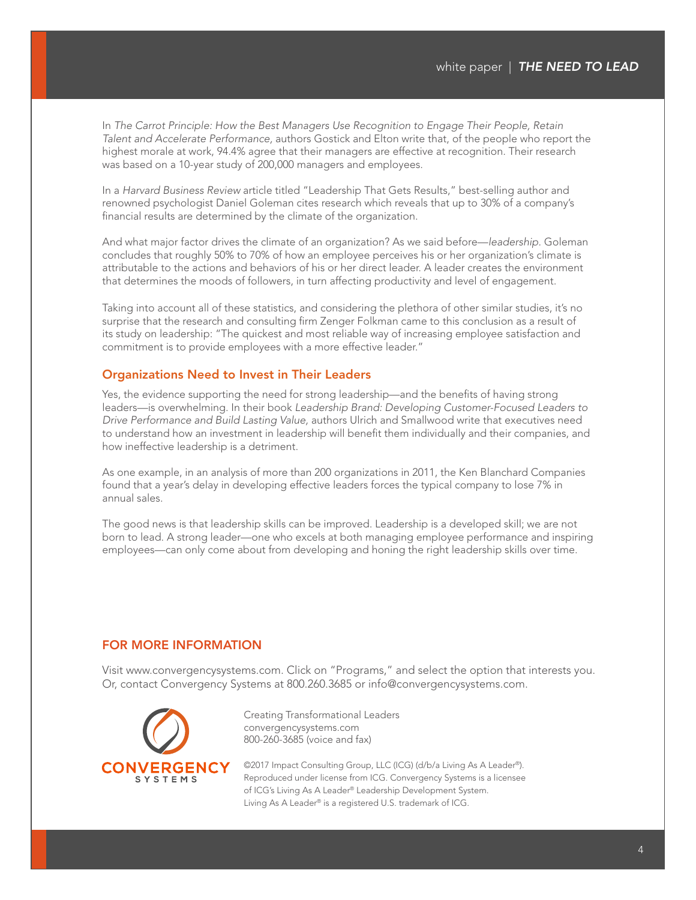In *The Carrot Principle: How the Best Managers Use Recognition to Engage Their People, Retain Talent and Accelerate Performance,* authors Gostick and Elton write that, of the people who report the highest morale at work, 94.4% agree that their managers are effective at recognition. Their research was based on a 10-year study of 200,000 managers and employees.

In a *Harvard Business Review* article titled "Leadership That Gets Results," best-selling author and renowned psychologist Daniel Goleman cites research which reveals that up to 30% of a company's financial results are determined by the climate of the organization.

And what major factor drives the climate of an organization? As we said before—*leadership*. Goleman concludes that roughly 50% to 70% of how an employee perceives his or her organization's climate is attributable to the actions and behaviors of his or her direct leader. A leader creates the environment that determines the moods of followers, in turn affecting productivity and level of engagement.

Taking into account all of these statistics, and considering the plethora of other similar studies, it's no surprise that the research and consulting firm Zenger Folkman came to this conclusion as a result of its study on leadership: "The quickest and most reliable way of increasing employee satisfaction and commitment is to provide employees with a more effective leader."

## Organizations Need to Invest in Their Leaders

Yes, the evidence supporting the need for strong leadership—and the benefits of having strong leaders—is overwhelming. In their book *Leadership Brand: Developing Customer-Focused Leaders to Drive Performance and Build Lasting Value,* authors Ulrich and Smallwood write that executives need to understand how an investment in leadership will benefit them individually and their companies, and how ineffective leadership is a detriment.

As one example, in an analysis of more than 200 organizations in 2011, the Ken Blanchard Companies found that a year's delay in developing effective leaders forces the typical company to lose 7% in annual sales.

The good news is that leadership skills can be improved. Leadership is a developed skill; we are not born to lead. A strong leader—one who excels at both managing employee performance and inspiring employees—can only come about from developing and honing the right leadership skills over time.

## FOR MORE INFORMATION

Visit www.convergencysystems.com. Click on "Programs," and select the option that interests you. Or, contact Convergency Systems at 800.260.3685 or info@convergencysystems.com.

CONVERGENCY SYSTEMS

Creating Transformational Leaders
convergencysystems.com
800-260-3685 (voice and fax)

©2017 Impact Consulting Group, LLC (ICG) (d/b/a Living As A Leader®). Reproduced under license from ICG. Convergency Systems is a licensee of ICG's Living As A Leader® Leadership Development System. Living As A Leader® is a registered U.S. trademark of ICG.